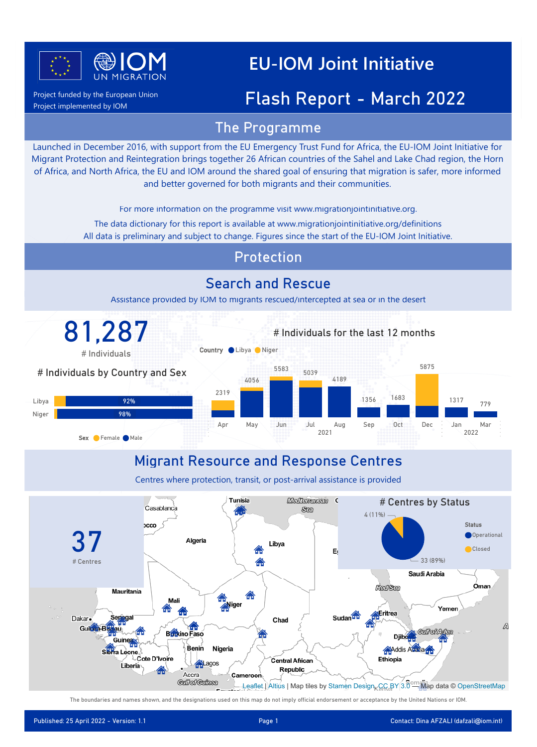Project funded by the European Union
Project implemented by IOM

# EU-IOM Joint Initiative

# Flash Report - March 2022

## The Programme

Launched in December 2016, with support from the EU Emergency Trust Fund for Africa, the EU-IOM Joint Initiative for Migrant Protection and Reintegration brings together 26 African countries of the Sahel and Lake Chad region, the Horn of Africa, and North Africa, the EU and IOM around the shared goal of ensuring that migration is safer, more informed and better governed for both migrants and their communities.

For more information on the programme visit www.migrationjointinitiative.org.

The data dictionary for this report is available at www.migrationjointinitiative.org/definitions
All data is preliminary and subject to change. Figures since the start of the EU-IOM Joint Initiative.

## Protection

### Search and Rescue

Assistance provided by IOM to migrants rescued/intercepted at sea or in the desert

**81,287**
# Individuals

**# Individuals by Country and Sex**

| Country | Male |
|---|---|
| Libya | 92% |
| Niger | 98% |

Sex: Female, Male

**# Individuals for the last 12 months**

Country: Libya, Niger

| Month | Apr 2021 | May 2021 | Jun 2021 | Jul 2021 | Aug 2021 | Sep 2021 | Oct 2021 | Dec 2021 | Jan 2022 | Mar 2022 |
|---|---|---|---|---|---|---|---|---|---|---|
| Individuals | 2319 | 4056 | 5583 | 5039 | 4189 | 1356 | 1683 | 5875 | 1317 | 779 |

### Migrant Resource and Response Centres

Centres where protection, transit, or post-arrival assistance is provided

**37**
# Centres

**# Centres by Status**

| Status | Centres |
|---|---|
| Operational | 33 (89%) |
| Closed | 4 (11%) |

Leaflet | Altius | Map tiles by Stamen Design, CC BY 3.0 — Map data © OpenStreetMap

The boundaries and names shown, and the designations used on this map do not imply official endorsement or acceptance by the United Nations or IOM.

Published: 25 April 2022 - Version: 1.1 | Contact: Dina AFZALI (dafzali@iom.int)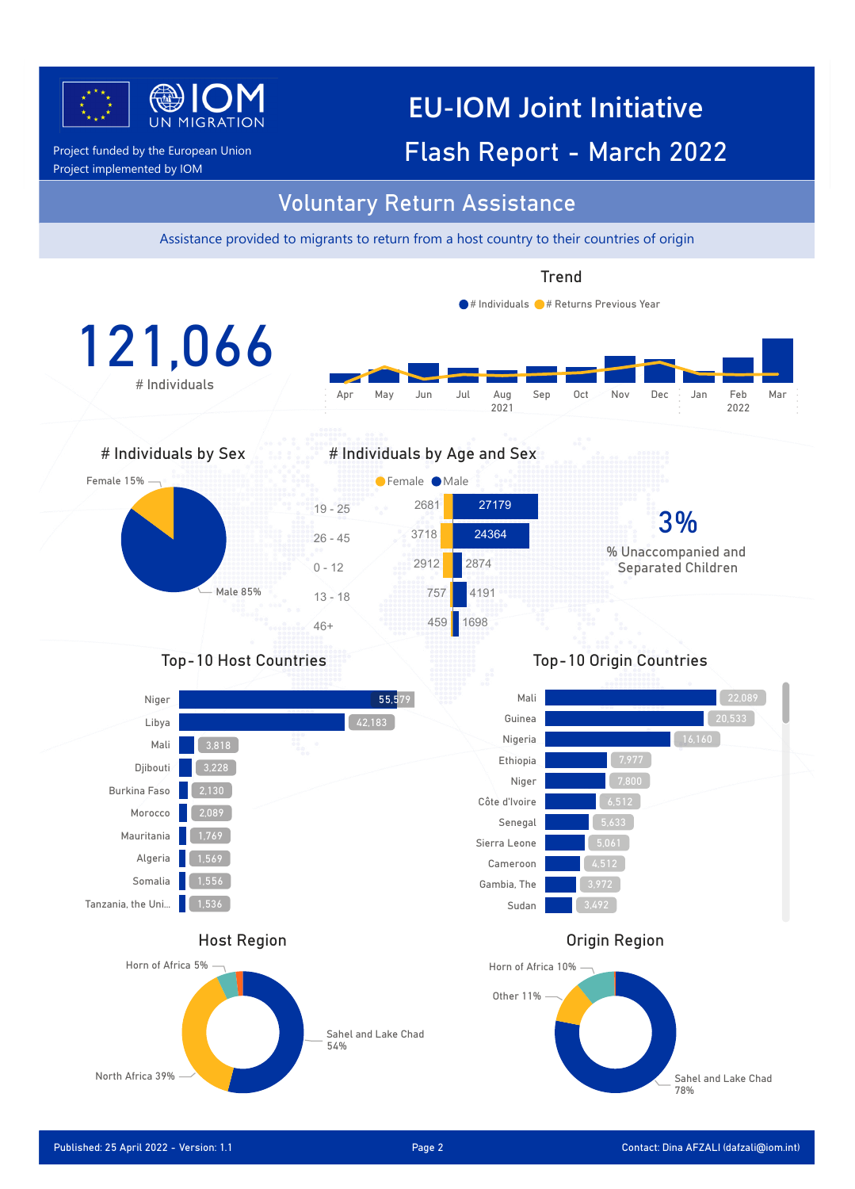# EU-IOM Joint Initiative

# Flash Report - March 2022

Project funded by the European Union
Project implemented by IOM

## Voluntary Return Assistance

Assistance provided to migrants to return from a host country to their countries of origin

**121,066**
\# Individuals

### Trend

\# Individuals · # Returns Previous Year

Apr, May, Jun, Jul, Aug 2021, Sep, Oct, Nov, Dec, Jan, Feb 2022, Mar

### # Individuals by Sex

Female 15%
Male 85%

### # Individuals by Age and Sex

| Age | Female | Male |
|---|---|---|
| 19 - 25 | 2681 | 27179 |
| 26 - 45 | 3718 | 24364 |
| 0 - 12 | 2912 | 2874 |
| 13 - 18 | 757 | 4191 |
| 46+ | 459 | 1698 |

**3%**
% Unaccompanied and Separated Children

### Top-10 Host Countries

| Country | Individuals |
|---|---|
| Niger | 55,579 |
| Libya | 42,183 |
| Mali | 3,818 |
| Djibouti | 3,228 |
| Burkina Faso | 2,130 |
| Morocco | 2,089 |
| Mauritania | 1,769 |
| Algeria | 1,569 |
| Somalia | 1,556 |
| Tanzania, the Uni... | 1,536 |

### Top-10 Origin Countries

| Country | Individuals |
|---|---|
| Mali | 22,089 |
| Guinea | 20,533 |
| Nigeria | 16,160 |
| Ethiopia | 7,977 |
| Niger | 7,800 |
| Côte d'Ivoire | 6,512 |
| Senegal | 5,633 |
| Sierra Leone | 5,061 |
| Cameroon | 4,512 |
| Gambia, The | 3,972 |
| Sudan | 3,492 |

### Host Region

- Sahel and Lake Chad 54%
- North Africa 39%
- Horn of Africa 5%

### Origin Region

- Sahel and Lake Chad 78%
- Other 11%
- Horn of Africa 10%

Published: 25 April 2022 - Version: 1.1
Contact: Dina AFZALI (dafzali@iom.int)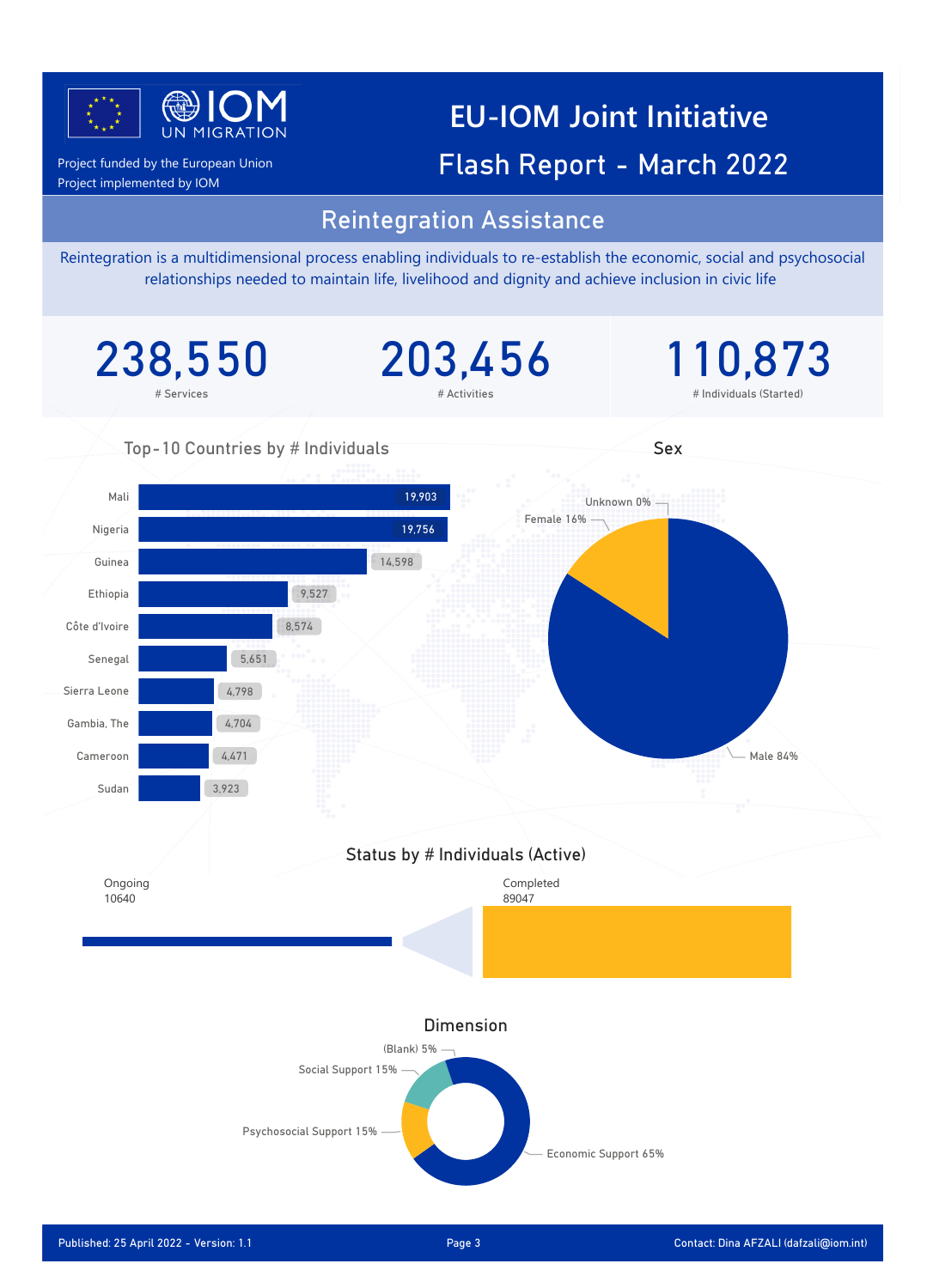# EU-IOM Joint Initiative

## Flash Report - March 2022

Project funded by the European Union
Project implemented by IOM

## Reintegration Assistance

Reintegration is a multidimensional process enabling individuals to re-establish the economic, social and psychosocial relationships needed to maintain life, livelihood and dignity and achieve inclusion in civic life

| 238,550 | 203,456 | 110,873 |
|---|---|---|
| # Services | # Activities | # Individuals (Started) |

### Top-10 Countries by # Individuals

| Country | # Individuals |
|---|---|
| Mali | 19,903 |
| Nigeria | 19,756 |
| Guinea | 14,598 |
| Ethiopia | 9,527 |
| Côte d'Ivoire | 8,574 |
| Senegal | 5,651 |
| Sierra Leone | 4,798 |
| Gambia, The | 4,704 |
| Cameroon | 4,471 |
| Sudan | 3,923 |

### Sex

| Sex | % |
|---|---|
| Male | 84% |
| Female | 16% |
| Unknown | 0% |

### Status by # Individuals (Active)

| Status | # Individuals |
|---|---|
| Ongoing | 10640 |
| Completed | 89047 |

### Dimension

| Dimension | % |
|---|---|
| Economic Support | 65% |
| Psychosocial Support | 15% |
| Social Support | 15% |
| (Blank) | 5% |

Published: 25 April 2022 - Version: 1.1

Contact: Dina AFZALI (dafzali@iom.int)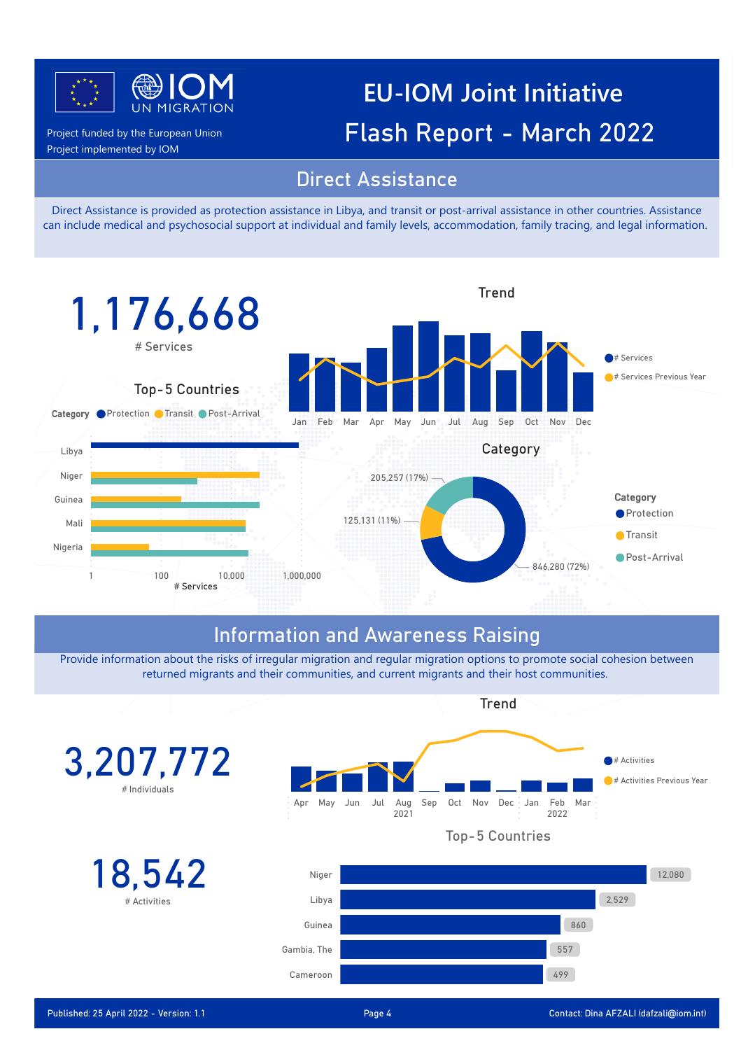Project funded by the European Union
Project implemented by IOM

# EU-IOM Joint Initiative Flash Report - March 2022

## Direct Assistance

Direct Assistance is provided as protection assistance in Libya, and transit or post-arrival assistance in other countries. Assistance can include medical and psychosocial support at individual and family levels, accommodation, family tracing, and legal information.

**1,176,668**
\# Services

### Trend

Jan Feb Mar Apr May Jun Jul Aug Sep Oct Nov Dec

\# Services · # Services Previous Year

### Top-5 Countries

Category: Protection · Transit · Post-Arrival

Libya, Niger, Guinea, Mali, Nigeria

\# Services (1 · 100 · 10,000 · 1,000,000)

### Category

| Category | # Services |
|---|---|
| Protection | 846,280 (72%) |
| Transit | 125,131 (11%) |
| Post-Arrival | 205,257 (17%) |

## Information and Awareness Raising

Provide information about the risks of irregular migration and regular migration options to promote social cohesion between returned migrants and their communities, and current migrants and their host communities.

**3,207,772**
\# Individuals

**18,542**
\# Activities

### Trend

Apr May Jun Jul Aug 2021 Sep Oct Nov Dec Jan Feb 2022 Mar

\# Activities · # Activities Previous Year

### Top-5 Countries

| Country | # Activities |
|---|---|
| Niger | 12,080 |
| Libya | 2,529 |
| Guinea | 860 |
| Gambia, The | 557 |
| Cameroon | 499 |

Published: 25 April 2022 - Version: 1.1

Contact: Dina AFZALI (dafzali@iom.int)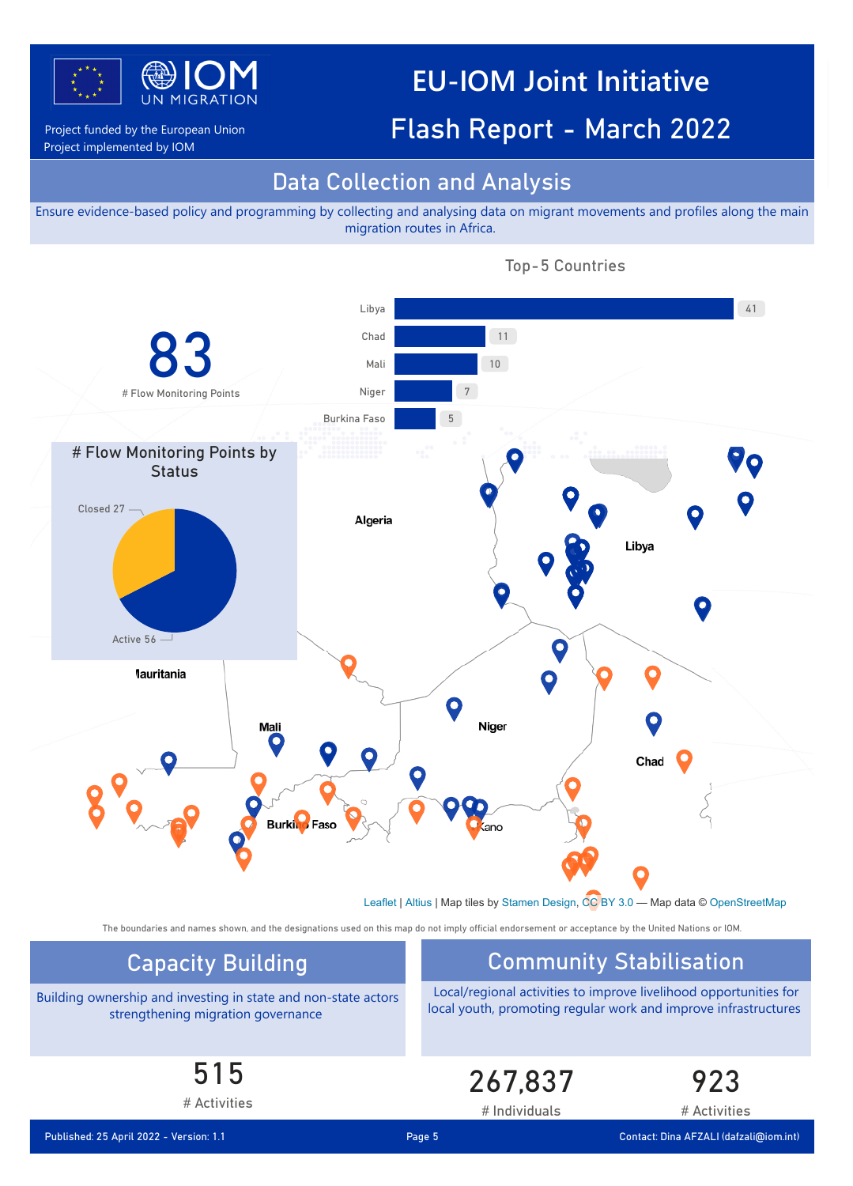# EU-IOM Joint Initiative

# Flash Report - March 2022

Project funded by the European Union
Project implemented by IOM

## Data Collection and Analysis

Ensure evidence-based policy and programming by collecting and analysing data on migrant movements and profiles along the main migration routes in Africa.

**83**
# Flow Monitoring Points

### Top-5 Countries

| Country | # |
|---|---|
| Libya | 41 |
| Chad | 11 |
| Mali | 10 |
| Niger | 7 |
| Burkina Faso | 5 |

### # Flow Monitoring Points by Status

| Status | # |
|---|---|
| Closed | 27 |
| Active | 56 |

Leaflet | Altius | Map tiles by Stamen Design, CC BY 3.0 — Map data © OpenStreetMap

The boundaries and names shown, and the designations used on this map do not imply official endorsement or acceptance by the United Nations or IOM.

## Capacity Building

Building ownership and investing in state and non-state actors strengthening migration governance

**515**
# Activities

## Community Stabilisation

Local/regional activities to improve livelihood opportunities for local youth, promoting regular work and improve infrastructures

**267,837**
# Individuals

**923**
# Activities

Published: 25 April 2022 - Version: 1.1

Contact: Dina AFZALI (dafzali@iom.int)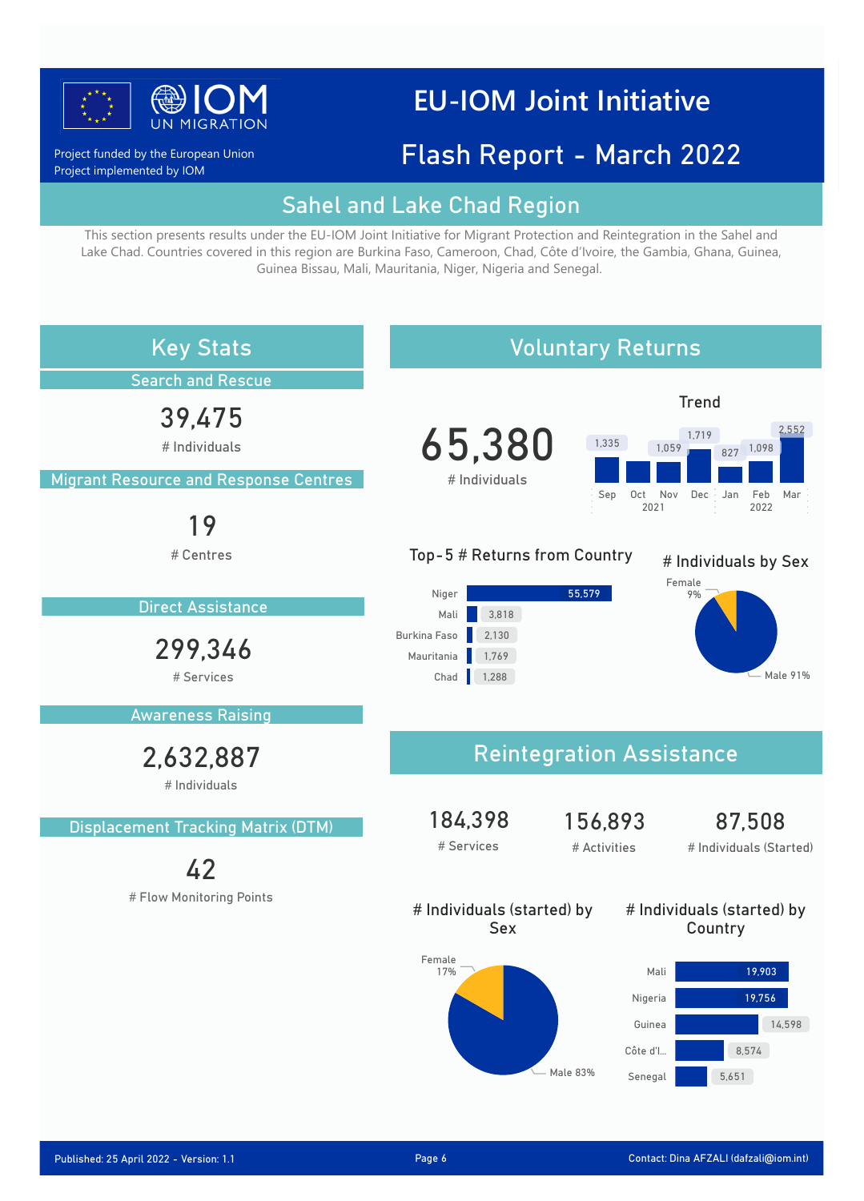# EU-IOM Joint Initiative

Project funded by the European Union
Project implemented by IOM

## Flash Report - March 2022

## Sahel and Lake Chad Region

This section presents results under the EU-IOM Joint Initiative for Migrant Protection and Reintegration in the Sahel and Lake Chad. Countries covered in this region are Burkina Faso, Cameroon, Chad, Côte d'Ivoire, the Gambia, Ghana, Guinea, Guinea Bissau, Mali, Mauritania, Niger, Nigeria and Senegal.

## Key Stats

### Search and Rescue

**39,475**
# Individuals

### Migrant Resource and Response Centres

**19**
# Centres

### Direct Assistance

**299,346**
# Services

### Awareness Raising

**2,632,887**
# Individuals

### Displacement Tracking Matrix (DTM)

**42**
# Flow Monitoring Points

## Voluntary Returns

**65,380**
# Individuals

### Trend

| Sep 2021 | Oct 2021 | Nov 2021 | Dec 2021 | Jan 2022 | Feb 2022 | Mar 2022 |
|---|---|---|---|---|---|---|
| 1,335 | 1,059 | 1,719 | 827 | 1,098 | 2,552 | |

### Top-5 # Returns from Country

| Country | Returns |
|---|---|
| Niger | 55,579 |
| Mali | 3,818 |
| Burkina Faso | 2,130 |
| Mauritania | 1,769 |
| Chad | 1,288 |

### # Individuals by Sex

| Sex | % |
|---|---|
| Female | 9% |
| Male | 91% |

## Reintegration Assistance

**184,398**
# Services

**156,893**
# Activities

**87,508**
# Individuals (Started)

### # Individuals (started) by Sex

| Sex | % |
|---|---|
| Female | 17% |
| Male | 83% |

### # Individuals (started) by Country

| Country | Individuals |
|---|---|
| Mali | 19,903 |
| Nigeria | 19,756 |
| Guinea | 14,598 |
| Côte d'I... | 8,574 |
| Senegal | 5,651 |

Published: 25 April 2022 - Version: 1.1

Contact: Dina AFZALI (dafzali@iom.int)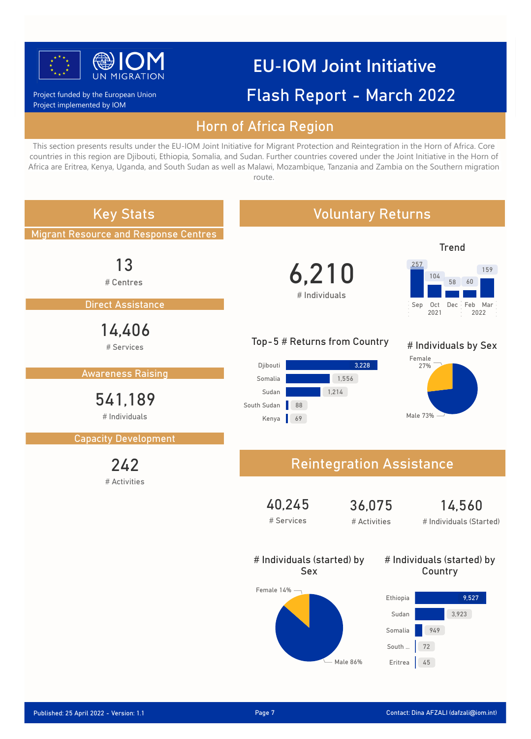Project funded by the European Union
Project implemented by IOM

# EU-IOM Joint Initiative

# Flash Report - March 2022

## Horn of Africa Region

This section presents results under the EU-IOM Joint Initiative for Migrant Protection and Reintegration in the Horn of Africa. Core countries in this region are Djibouti, Ethiopia, Somalia, and Sudan. Further countries covered under the Joint Initiative in the Horn of Africa are Eritrea, Kenya, Uganda, and South Sudan as well as Malawi, Mozambique, Tanzania and Zambia on the Southern migration route.

## Key Stats

### Migrant Resource and Response Centres

**13**
# Centres

### Direct Assistance

**14,406**
# Services

### Awareness Raising

**541,189**
# Individuals

### Capacity Development

**242**
# Activities

## Voluntary Returns

**6,210**
# Individuals

### Trend

| Sep 2021 | Oct 2021 | Dec 2021 | Feb 2022 | Mar 2022 |
|---|---|---|---|---|
| 257 | 104 | 58 | 60 | 159 |

### Top-5 # Returns from Country

| Country | Returns |
|---|---|
| Djibouti | 3,228 |
| Somalia | 1,556 |
| Sudan | 1,214 |
| South Sudan | 88 |
| Kenya | 69 |

### # Individuals by Sex

| Sex | Share |
|---|---|
| Female | 27% |
| Male | 73% |

## Reintegration Assistance

| 40,245 | 36,075 | 14,560 |
|---|---|---|
| # Services | # Activities | # Individuals (Started) |

### # Individuals (started) by Sex

| Sex | Share |
|---|---|
| Female | 14% |
| Male | 86% |

### # Individuals (started) by Country

| Country | Individuals |
|---|---|
| Ethiopia | 9,527 |
| Sudan | 3,923 |
| Somalia | 949 |
| South ... | 72 |
| Eritrea | 45 |

Published: 25 April 2022 - Version: 1.1

Contact: Dina AFZALI (dafzali@iom.int)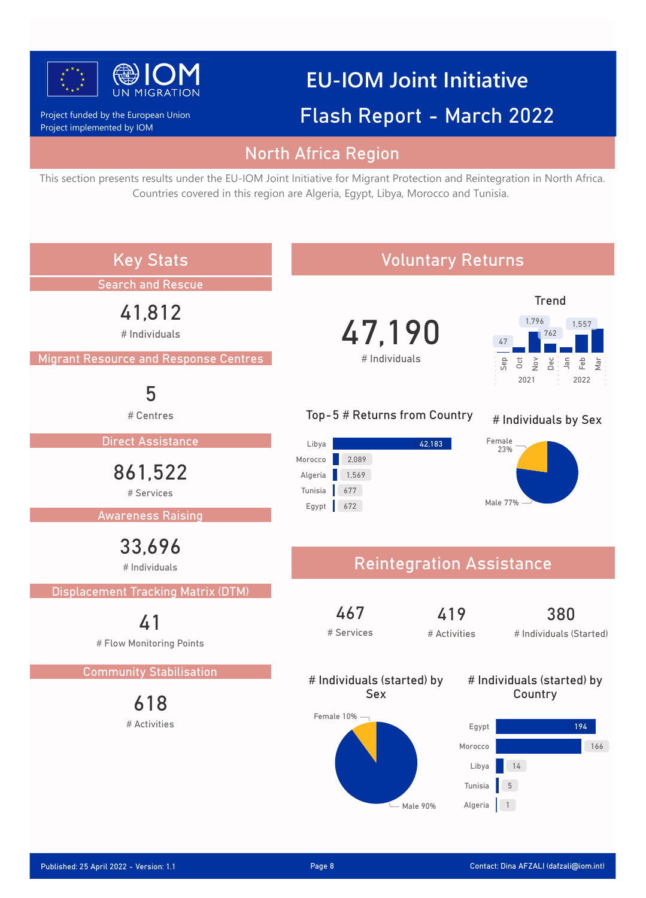Project funded by the European Union
Project implemented by IOM

# EU-IOM Joint Initiative

# Flash Report - March 2022

## North Africa Region

This section presents results under the EU-IOM Joint Initiative for Migrant Protection and Reintegration in North Africa. Countries covered in this region are Algeria, Egypt, Libya, Morocco and Tunisia.

## Key Stats

### Search and Rescue

41,812
# Individuals

### Migrant Resource and Response Centres

5
# Centres

### Direct Assistance

861,522
# Services

### Awareness Raising

33,696
# Individuals

### Displacement Tracking Matrix (DTM)

41
# Flow Monitoring Points

### Community Stabilisation

618
# Activities

## Voluntary Returns

47,190
# Individuals

### Trend

| Year | Month | Individuals |
|---|---|---|
| 2021 | Sep | 47 |
| 2021 | Oct | |
| 2021 | Nov | 1,796 |
| 2021 | Dec | 762 |
| 2022 | Jan | |
| 2022 | Feb | 1,557 |
| 2022 | Mar | |

### Top-5 # Returns from Country

| Country | Returns |
|---|---|
| Libya | 42,183 |
| Morocco | 2,089 |
| Algeria | 1,569 |
| Tunisia | 677 |
| Egypt | 672 |

### # Individuals by Sex

| Sex | Share |
|---|---|
| Female | 23% |
| Male | 77% |

## Reintegration Assistance

| 467 | 419 | 380 |
|---|---|---|
| # Services | # Activities | # Individuals (Started) |

### # Individuals (started) by Sex

| Sex | Share |
|---|---|
| Female | 10% |
| Male | 90% |

### # Individuals (started) by Country

| Country | Individuals |
|---|---|
| Egypt | 194 |
| Morocco | 166 |
| Libya | 14 |
| Tunisia | 5 |
| Algeria | 1 |

Published: 25 April 2022 - Version: 1.1

Contact: Dina AFZALI (dafzali@iom.int)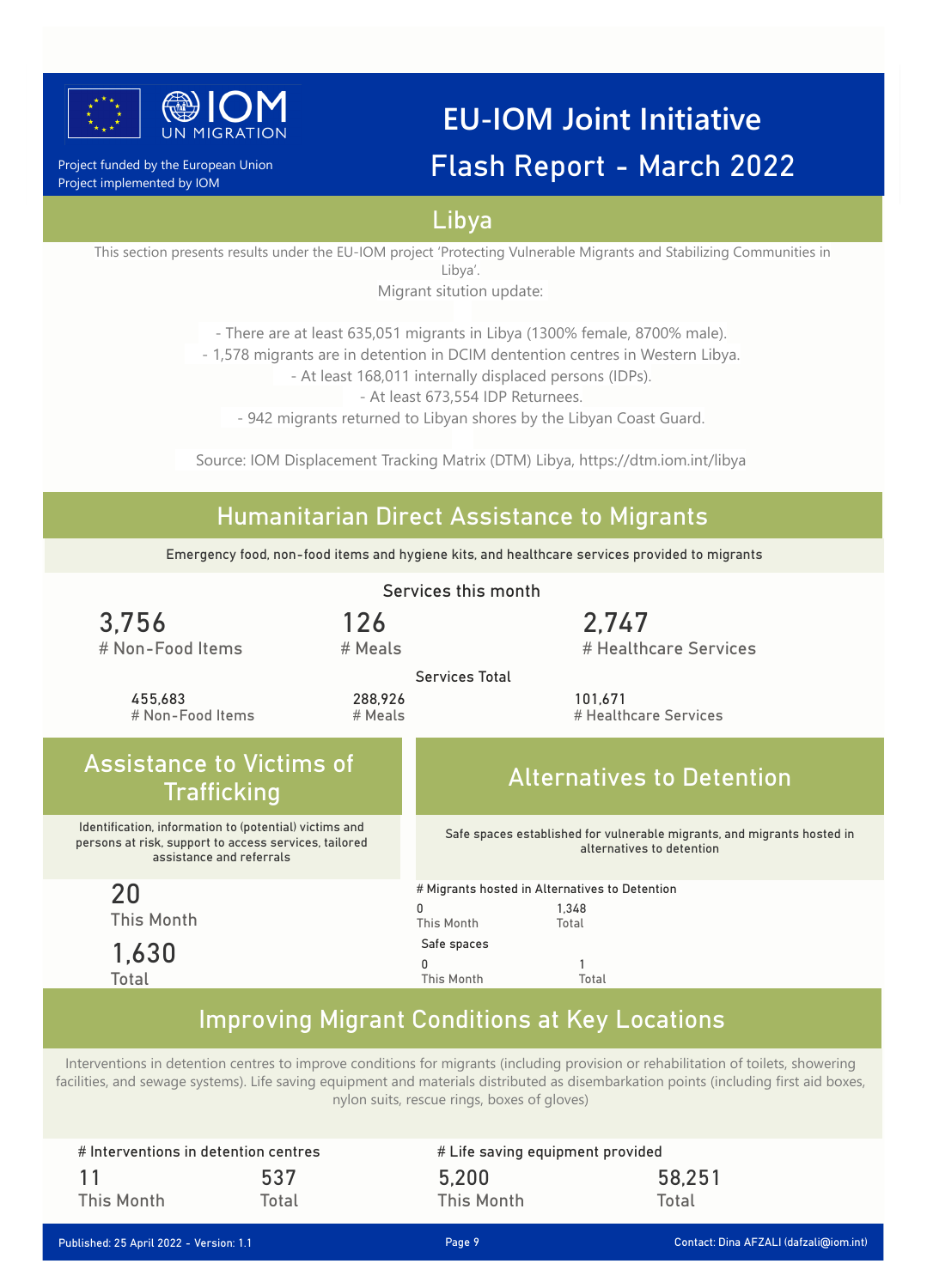Project funded by the European Union
Project implemented by IOM

# EU-IOM Joint Initiative Flash Report - March 2022

## Libya

This section presents results under the EU-IOM project 'Protecting Vulnerable Migrants and Stabilizing Communities in Libya'.

Migrant situtión update:

- There are at least 635,051 migrants in Libya (1300% female, 8700% male).
- 1,578 migrants are in detention in DCIM dentention centres in Western Libya.
- At least 168,011 internally displaced persons (IDPs).
- At least 673,554 IDP Returnees.
- 942 migrants returned to Libyan shores by the Libyan Coast Guard.

Source: IOM Displacement Tracking Matrix (DTM) Libya, https://dtm.iom.int/libya

## Humanitarian Direct Assistance to Migrants

Emergency food, non-food items and hygiene kits, and healthcare services provided to migrants

Services this month

3,756
# Non-Food Items

126
# Meals

2,747
# Healthcare Services

Services Total

455,683
# Non-Food Items

288,926
# Meals

101,671
# Healthcare Services

## Assistance to Victims of Trafficking

Identification, information to (potential) victims and persons at risk, support to access services, tailored assistance and referrals

20
This Month

1,630
Total

## Alternatives to Detention

Safe spaces established for vulnerable migrants, and migrants hosted in alternatives to detention

# Migrants hosted in Alternatives to Detention

0
This Month

1,348
Total

Safe spaces

0
This Month

1
Total

## Improving Migrant Conditions at Key Locations

Interventions in detention centres to improve conditions for migrants (including provision or rehabilitation of toilets, showering facilities, and sewage systems). Life saving equipment and materials distributed as disembarkation points (including first aid boxes, nylon suits, rescue rings, boxes of gloves)

# Interventions in detention centres

11
This Month

537
Total

# Life saving equipment provided

5,200
This Month

58,251
Total

Published: 25 April 2022 - Version: 1.1

Contact: Dina AFZALI (dafzali@iom.int)